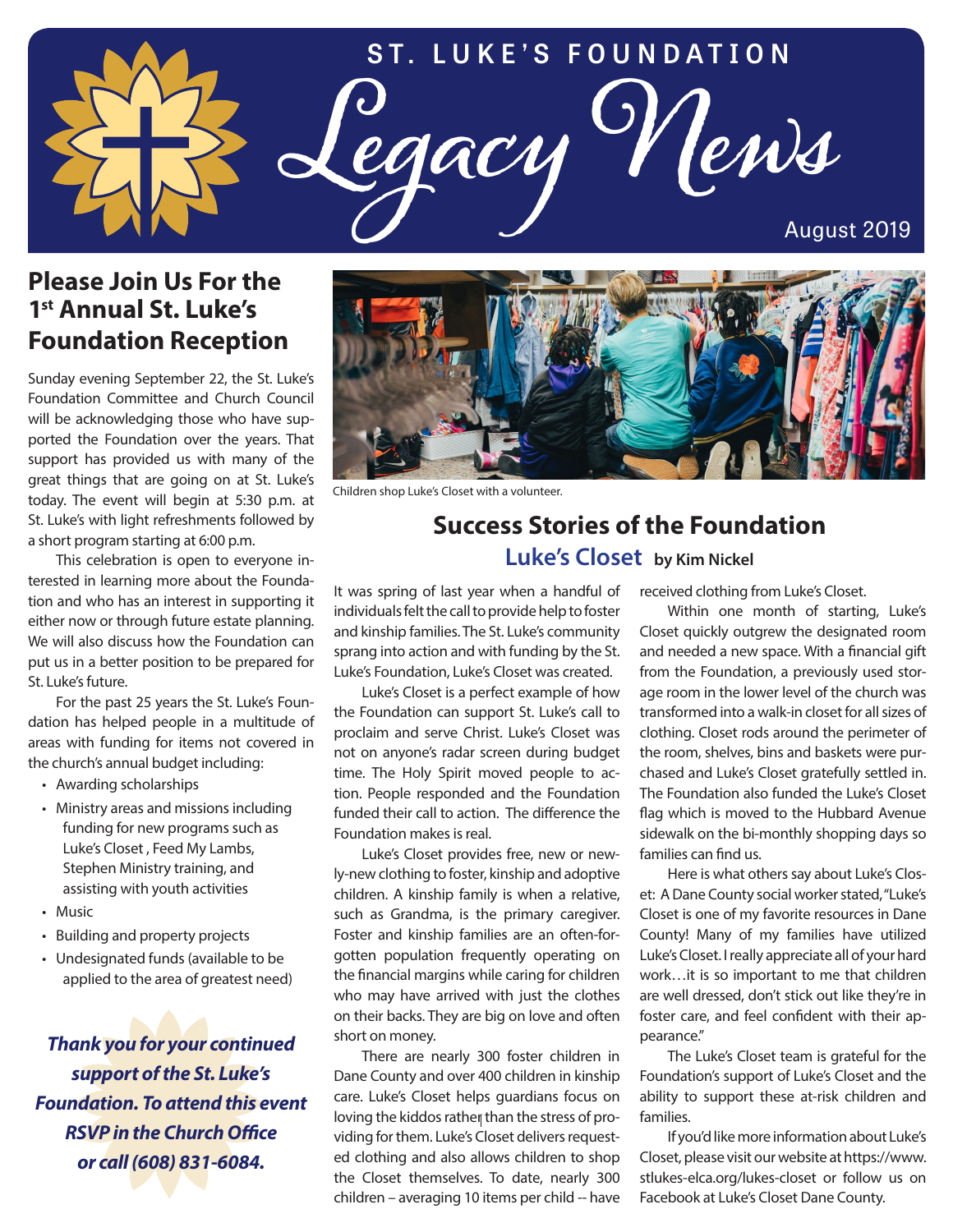# ST. LUKE'S FOUNDATION

# Legacy News

August 2019

## Please Join Us For the 1st Annual St. Luke's Foundation Reception

Sunday evening September 22, the St. Luke's Foundation Committee and Church Council will be acknowledging those who have supported the Foundation over the years. That support has provided us with many of the great things that are going on at St. Luke's today. The event will begin at 5:30 p.m. at St. Luke's with light refreshments followed by a short program starting at 6:00 p.m.

This celebration is open to everyone interested in learning more about the Foundation and who has an interest in supporting it either now or through future estate planning. We will also discuss how the Foundation can put us in a better position to be prepared for St. Luke's future.

For the past 25 years the St. Luke's Foundation has helped people in a multitude of areas with funding for items not covered in the church's annual budget including:

- Awarding scholarships
- Ministry areas and missions including funding for new programs such as Luke's Closet , Feed My Lambs, Stephen Ministry training, and assisting with youth activities
- Music
- Building and property projects
- Undesignated funds (available to be applied to the area of greatest need)

***Thank you for your continued support of the St. Luke's Foundation. To attend this event RSVP in the Church Office or call (608) 831-6084.***

Children shop Luke's Closet with a volunteer.

## Success Stories of the Foundation

### Luke's Closet **by Kim Nickel**

It was spring of last year when a handful of individuals felt the call to provide help to foster and kinship families. The St. Luke's community sprang into action and with funding by the St. Luke's Foundation, Luke's Closet was created.

Luke's Closet is a perfect example of how the Foundation can support St. Luke's call to proclaim and serve Christ. Luke's Closet was not on anyone's radar screen during budget time. The Holy Spirit moved people to action. People responded and the Foundation funded their call to action. The difference the Foundation makes is real.

Luke's Closet provides free, new or newly-new clothing to foster, kinship and adoptive children. A kinship family is when a relative, such as Grandma, is the primary caregiver. Foster and kinship families are an often-forgotten population frequently operating on the financial margins while caring for children who may have arrived with just the clothes on their backs. They are big on love and often short on money.

There are nearly 300 foster children in Dane County and over 400 children in kinship care. Luke's Closet helps guardians focus on loving the kiddos rather than the stress of providing for them. Luke's Closet delivers requested clothing and also allows children to shop the Closet themselves. To date, nearly 300 children – averaging 10 items per child -- have received clothing from Luke's Closet.

Within one month of starting, Luke's Closet quickly outgrew the designated room and needed a new space. With a financial gift from the Foundation, a previously used storage room in the lower level of the church was transformed into a walk-in closet for all sizes of clothing. Closet rods around the perimeter of the room, shelves, bins and baskets were purchased and Luke's Closet gratefully settled in. The Foundation also funded the Luke's Closet flag which is moved to the Hubbard Avenue sidewalk on the bi-monthly shopping days so families can find us.

Here is what others say about Luke's Closet: A Dane County social worker stated, "Luke's Closet is one of my favorite resources in Dane County! Many of my families have utilized Luke's Closet. I really appreciate all of your hard work…it is so important to me that children are well dressed, don't stick out like they're in foster care, and feel confident with their appearance."

The Luke's Closet team is grateful for the Foundation's support of Luke's Closet and the ability to support these at-risk children and families.

If you'd like more information about Luke's Closet, please visit our website at https://www.stlukes-elca.org/lukes-closet or follow us on Facebook at Luke's Closet Dane County.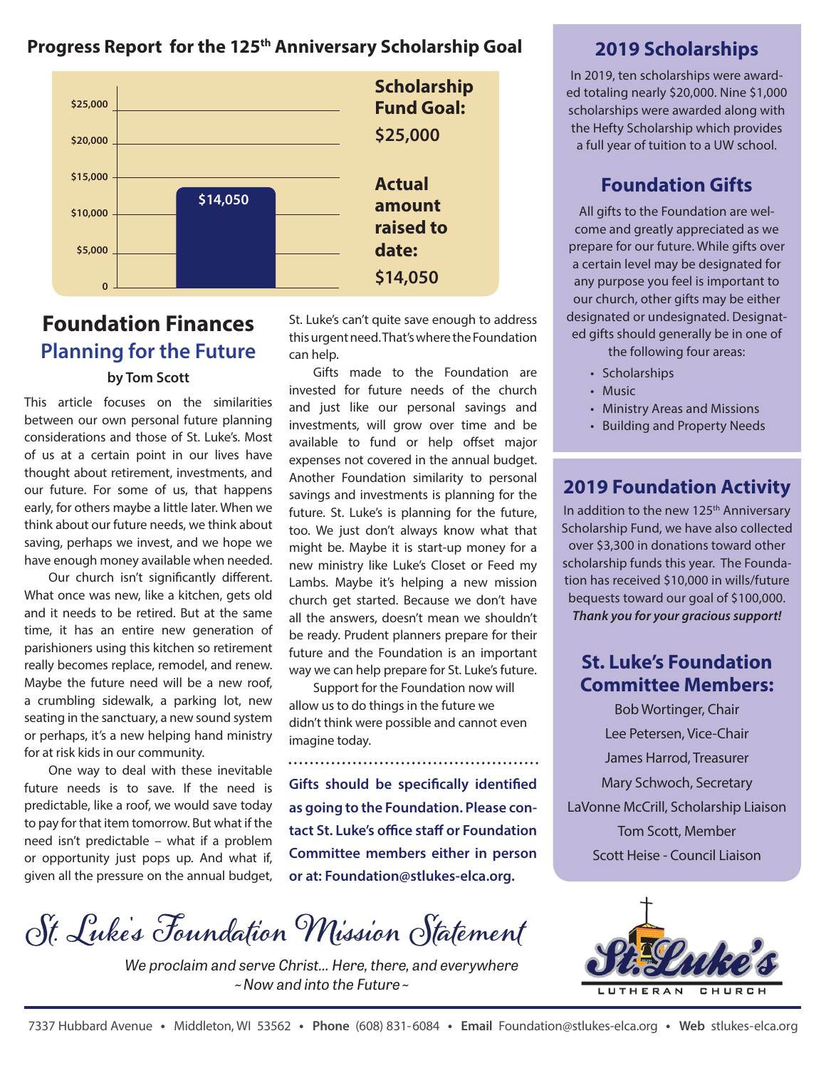## Progress Report for the 125th Anniversary Scholarship Goal

$25,000
$20,000
$15,000
$10,000
$5,000
0
$14,050

**Scholarship Fund Goal:**

**$25,000**

**Actual amount raised to date:**

**$14,050**

# Foundation Finances

## Planning for the Future

**by Tom Scott**

This article focuses on the similarities between our own personal future planning considerations and those of St. Luke's. Most of us at a certain point in our lives have thought about retirement, investments, and our future. For some of us, that happens early, for others maybe a little later. When we think about our future needs, we think about saving, perhaps we invest, and we hope we have enough money available when needed.

Our church isn't significantly different. What once was new, like a kitchen, gets old and it needs to be retired. But at the same time, it has an entire new generation of parishioners using this kitchen so retirement really becomes replace, remodel, and renew. Maybe the future need will be a new roof, a crumbling sidewalk, a parking lot, new seating in the sanctuary, a new sound system or perhaps, it's a new helping hand ministry for at risk kids in our community.

One way to deal with these inevitable future needs is to save. If the need is predictable, like a roof, we would save today to pay for that item tomorrow. But what if the need isn't predictable – what if a problem or opportunity just pops up. And what if, given all the pressure on the annual budget, St. Luke's can't quite save enough to address this urgent need. That's where the Foundation can help.

Gifts made to the Foundation are invested for future needs of the church and just like our personal savings and investments, will grow over time and be available to fund or help offset major expenses not covered in the annual budget. Another Foundation similarity to personal savings and investments is planning for the future. St. Luke's is planning for the future, too. We just don't always know what that might be. Maybe it is start-up money for a new ministry like Luke's Closet or Feed my Lambs. Maybe it's helping a new mission church get started. Because we don't have all the answers, doesn't mean we shouldn't be ready. Prudent planners prepare for their future and the Foundation is an important way we can help prepare for St. Luke's future.

Support for the Foundation now will allow us to do things in the future we didn't think were possible and cannot even imagine today.

**Gifts should be specifically identified as going to the Foundation. Please contact St. Luke's office staff or Foundation Committee members either in person or at: Foundation@stlukes-elca.org.**

## 2019 Scholarships

In 2019, ten scholarships were awarded totaling nearly $20,000. Nine $1,000 scholarships were awarded along with the Hefty Scholarship which provides a full year of tuition to a UW school.

## Foundation Gifts

All gifts to the Foundation are welcome and greatly appreciated as we prepare for our future. While gifts over a certain level may be designated for any purpose you feel is important to our church, other gifts may be either designated or undesignated. Designated gifts should generally be in one of the following four areas:

- Scholarships
- Music
- Ministry Areas and Missions
- Building and Property Needs

## 2019 Foundation Activity

In addition to the new 125th Anniversary Scholarship Fund, we have also collected over $3,300 in donations toward other scholarship funds this year. The Foundation has received $10,000 in wills/future bequests toward our goal of $100,000.
***Thank you for your gracious support!***

## St. Luke's Foundation Committee Members:

Bob Wortinger, Chair
Lee Petersen, Vice-Chair
James Harrod, Treasurer
Mary Schwoch, Secretary
LaVonne McCrill, Scholarship Liaison
Tom Scott, Member
Scott Heise - Council Liaison

# St. Luke's Foundation Mission Statement

*We proclaim and serve Christ... Here, there, and everywhere*
*~ Now and into the Future ~*

St. Luke's LUTHERAN CHURCH

7337 Hubbard Avenue • Middleton, WI 53562 • **Phone** (608) 831-6084 • **Email** Foundation@stlukes-elca.org • **Web** stlukes-elca.org